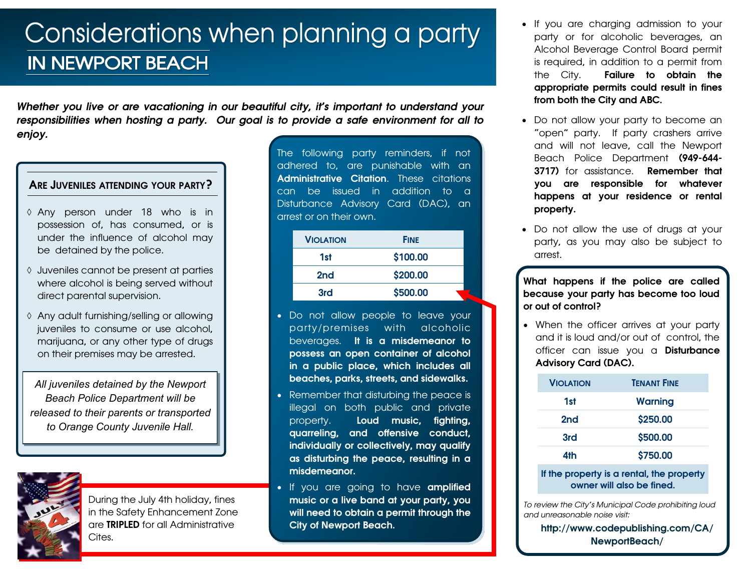# Considerations when planning a party

## IN NEWPORT BEACH

***Whether you live or are vacationing in our beautiful city, it's important to understand your responsibilities when hosting a party. Our goal is to provide a safe environment for all to enjoy.***

### ARE JUVENILES ATTENDING YOUR PARTY?

- ◊ Any person under 18 who is in possession of, has consumed, or is under the influence of alcohol may be detained by the police.
- ◊ Juveniles cannot be present at parties where alcohol is being served without direct parental supervision.
- ◊ Any adult furnishing/selling or allowing juveniles to consume or use alcohol, marijuana, or any other type of drugs on their premises may be arrested.

*All juveniles detained by the Newport Beach Police Department will be released to their parents or transported to Orange County Juvenile Hall.*

During the July 4th holiday, fines in the Safety Enhancement Zone are **TRIPLED** for all Administrative Cites.

The following party reminders, if not adhered to, are punishable with an **Administrative Citation**. These citations can be issued in addition to a Disturbance Advisory Card (DAC), an arrest or on their own.

| VIOLATION | FINE |
|---|---|
| 1st | $100.00 |
| 2nd | $200.00 |
| 3rd | $500.00 |

- Do not allow people to leave your party/premises with alcoholic beverages. **It is a misdemeanor to possess an open container of alcohol in a public place, which includes all beaches, parks, streets, and sidewalks.**
- Remember that disturbing the peace is illegal on both public and private property. **Loud music, fighting, quarreling, and offensive conduct, individually or collectively, may qualify as disturbing the peace, resulting in a misdemeanor.**
- If you are going to have **amplified music or a live band at your party, you will need to obtain a permit through the City of Newport Beach.**

- If you are charging admission to your party or for alcoholic beverages, an Alcohol Beverage Control Board permit is required, in addition to a permit from the City. **Failure to obtain the appropriate permits could result in fines from both the City and ABC.**
- Do not allow your party to become an "open" party. If party crashers arrive and will not leave, call the Newport Beach Police Department **(949-644-3717)** for assistance. **Remember that you are responsible for whatever happens at your residence or rental property.**
- Do not allow the use of drugs at your party, as you may also be subject to arrest.

**What happens if the police are called because your party has become too loud or out of control?**

- When the officer arrives at your party and it is loud and/or out of control, the officer can issue you a **Disturbance Advisory Card (DAC).**

| VIOLATION | TENANT FINE |
|---|---|
| 1st | Warning |
| 2nd | $250.00 |
| 3rd | $500.00 |
| 4th | $750.00 |

**If the property is a rental, the property owner will also be fined.**

*To review the City's Municipal Code prohibiting loud and unreasonable noise visit:*

**http://www.codepublishing.com/CA/NewportBeach/**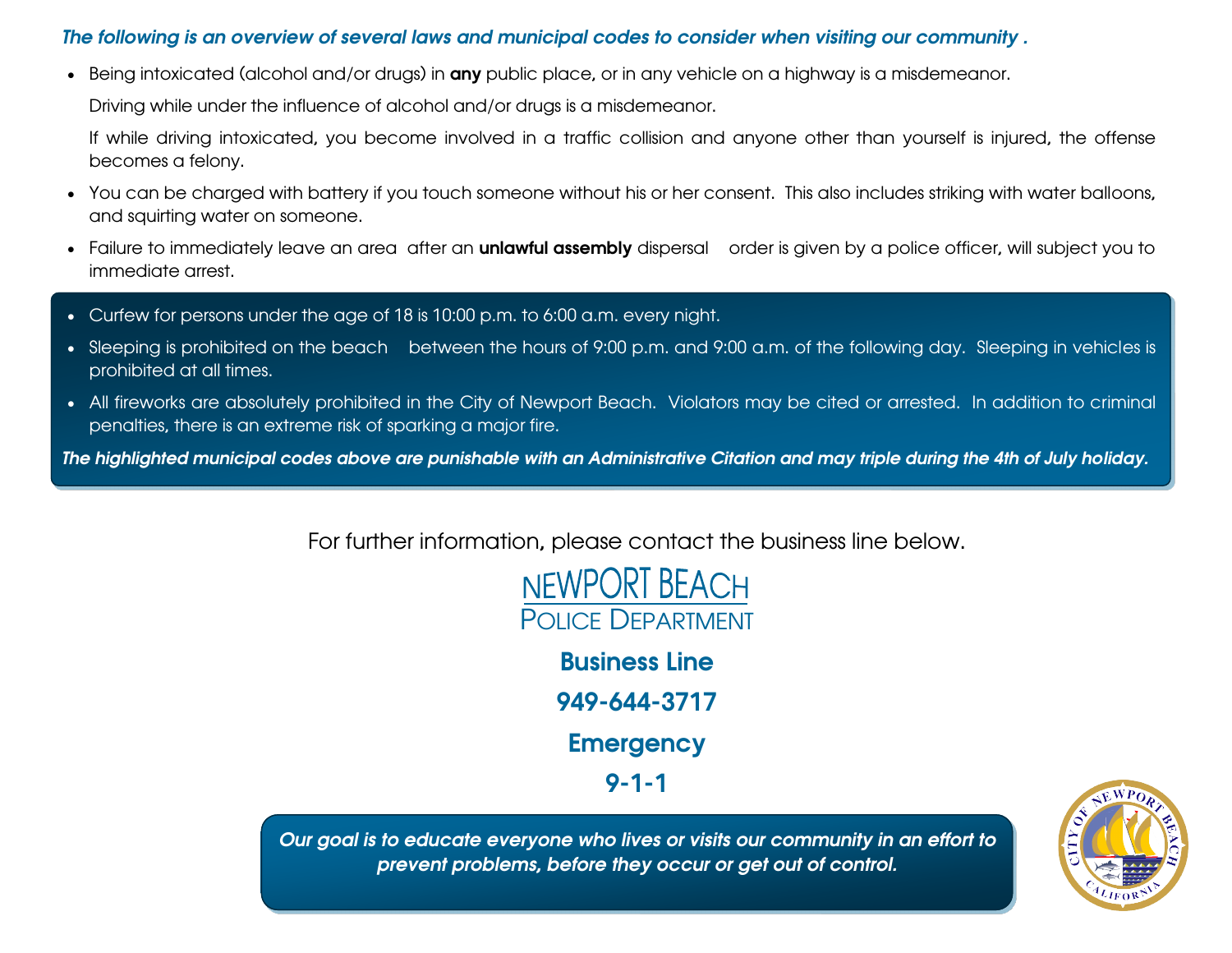***The following is an overview of several laws and municipal codes to consider when visiting our community .***

- Being intoxicated (alcohol and/or drugs) in **any** public place, or in any vehicle on a highway is a misdemeanor.

  Driving while under the influence of alcohol and/or drugs is a misdemeanor.

  If while driving intoxicated, you become involved in a traffic collision and anyone other than yourself is injured, the offense becomes a felony.

- You can be charged with battery if you touch someone without his or her consent. This also includes striking with water balloons, and squirting water on someone.

- Failure to immediately leave an area after an **unlawful assembly** dispersal order is given by a police officer, will subject you to immediate arrest.

- Curfew for persons under the age of 18 is 10:00 p.m. to 6:00 a.m. every night.

- Sleeping is prohibited on the beach between the hours of 9:00 p.m. and 9:00 a.m. of the following day. Sleeping in vehicles is prohibited at all times.

- All fireworks are absolutely prohibited in the City of Newport Beach. Violators may be cited or arrested. In addition to criminal penalties, there is an extreme risk of sparking a major fire.

***The highlighted municipal codes above are punishable with an Administrative Citation and may triple during the 4th of July holiday.***

For further information, please contact the business line below.

NEWPORT BEACH
POLICE DEPARTMENT

**Business Line**

**949-644-3717**

**Emergency**

**9-1-1**

***Our goal is to educate everyone who lives or visits our community in an effort to prevent problems, before they occur or get out of control.***

CITY OF NEWPORT BEACH
CALIFORNIA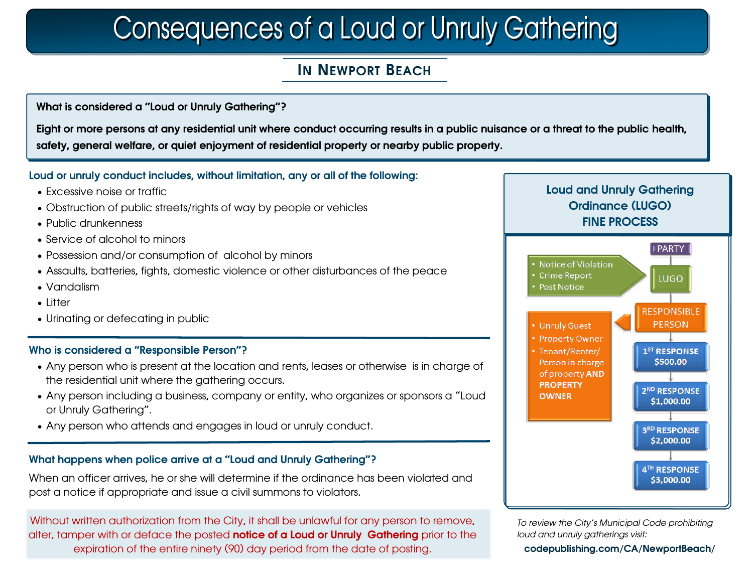# Consequences of a Loud or Unruly Gathering

## In Newport Beach

**What is considered a "Loud or Unruly Gathering"?**

**Eight or more persons at any residential unit where conduct occurring results in a public nuisance or a threat to the public health, safety, general welfare, or quiet enjoyment of residential property or nearby public property.**

### Loud or unruly conduct includes, without limitation, any or all of the following:

- Excessive noise or traffic
- Obstruction of public streets/rights of way by people or vehicles
- Public drunkenness
- Service of alcohol to minors
- Possession and/or consumption of alcohol by minors
- Assaults, batteries, fights, domestic violence or other disturbances of the peace
- Vandalism
- Litter
- Urinating or defecating in public

### Who is considered a "Responsible Person"?

- Any person who is present at the location and rents, leases or otherwise is in charge of the residential unit where the gathering occurs.
- Any person including a business, company or entity, who organizes or sponsors a "Loud or Unruly Gathering".
- Any person who attends and engages in loud or unruly conduct.

### What happens when police arrive at a "Loud and Unruly Gathering"?

When an officer arrives, he or she will determine if the ordinance has been violated and post a notice if appropriate and issue a civil summons to violators.

Without written authorization from the City, it shall be unlawful for any person to remove, alter, tamper with or deface the posted **notice of a Loud or Unruly Gathering** prior to the expiration of the entire ninety (90) day period from the date of posting.

### Loud and Unruly Gathering Ordinance (LUGO) FINE PROCESS

PARTY

- Notice of Violation
- Crime Report
- Post Notice

LUGO

RESPONSIBLE PERSON

- Unruly Guest
- Property Owner
- Tenant/Renter/ Person in charge of property **AND PROPERTY OWNER**

1ST RESPONSE $500.00

2ND RESPONSE $1,000.00

3RD RESPONSE $2,000.00

4TH RESPONSE $3,000.00

*To review the City's Municipal Code prohibiting loud and unruly gatherings visit:*

**codepublishing.com/CA/NewportBeach/**